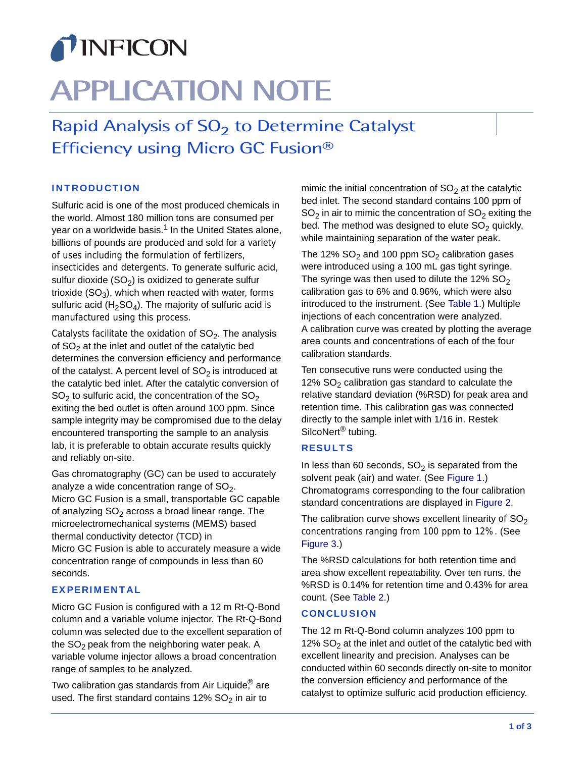INFICON

# APPLICATION NOTE

## Rapid Analysis of $SO_2$ to Determine Catalyst Efficiency using Micro GC Fusion®

### INTRODUCTION

Sulfuric acid is one of the most produced chemicals in the world. Almost 180 million tons are consumed per year on a worldwide basis.[1] In the United States alone, billions of pounds are produced and sold for a variety of uses including the formulation of fertilizers, insecticides and detergents. To generate sulfuric acid, sulfur dioxide ($SO_2$) is oxidized to generate sulfur trioxide ($SO_3$), which when reacted with water, forms sulfuric acid ($H_2SO_4$). The majority of sulfuric acid is manufactured using this process.

Catalysts facilitate the oxidation of $SO_2$. The analysis of $SO_2$ at the inlet and outlet of the catalytic bed determines the conversion efficiency and performance of the catalyst. A percent level of $SO_2$ is introduced at the catalytic bed inlet. After the catalytic conversion of $SO_2$ to sulfuric acid, the concentration of the $SO_2$ exiting the bed outlet is often around 100 ppm. Since sample integrity may be compromised due to the delay encountered transporting the sample to an analysis lab, it is preferable to obtain accurate results quickly and reliably on-site.

Gas chromatography (GC) can be used to accurately analyze a wide concentration range of $SO_2$. Micro GC Fusion is a small, transportable GC capable of analyzing $SO_2$ across a broad linear range. The microelectromechanical systems (MEMS) based thermal conductivity detector (TCD) in Micro GC Fusion is able to accurately measure a wide concentration range of compounds in less than 60 seconds.

### EXPERIMENTAL

Micro GC Fusion is configured with a 12 m Rt-Q-Bond column and a variable volume injector. The Rt-Q-Bond column was selected due to the excellent separation of the $SO_2$ peak from the neighboring water peak. A variable volume injector allows a broad concentration range of samples to be analyzed.

Two calibration gas standards from Air Liquide® are used. The first standard contains 12% $SO_2$ in air to mimic the initial concentration of $SO_2$ at the catalytic bed inlet. The second standard contains 100 ppm of $SO_2$ in air to mimic the concentration of $SO_2$ exiting the bed. The method was designed to elute $SO_2$ quickly, while maintaining separation of the water peak.

The 12% $SO_2$ and 100 ppm $SO_2$ calibration gases were introduced using a 100 mL gas tight syringe. The syringe was then used to dilute the 12% $SO_2$ calibration gas to 6% and 0.96%, which were also introduced to the instrument. (See Table 1.) Multiple injections of each concentration were analyzed. A calibration curve was created by plotting the average area counts and concentrations of each of the four calibration standards.

Ten consecutive runs were conducted using the 12% $SO_2$ calibration gas standard to calculate the relative standard deviation (%RSD) for peak area and retention time. This calibration gas was connected directly to the sample inlet with 1/16 in. Restek SilcoNert® tubing.

### RESULTS

In less than 60 seconds, $SO_2$ is separated from the solvent peak (air) and water. (See Figure 1.) Chromatograms corresponding to the four calibration standard concentrations are displayed in Figure 2.

The calibration curve shows excellent linearity of $SO_2$ concentrations ranging from 100 ppm to 12%. (See Figure 3.)

The %RSD calculations for both retention time and area show excellent repeatability. Over ten runs, the %RSD is 0.14% for retention time and 0.43% for area count. (See Table 2.)

### CONCLUSION

The 12 m Rt-Q-Bond column analyzes 100 ppm to 12% $SO_2$ at the inlet and outlet of the catalytic bed with excellent linearity and precision. Analyses can be conducted within 60 seconds directly on-site to monitor the conversion efficiency and performance of the catalyst to optimize sulfuric acid production efficiency.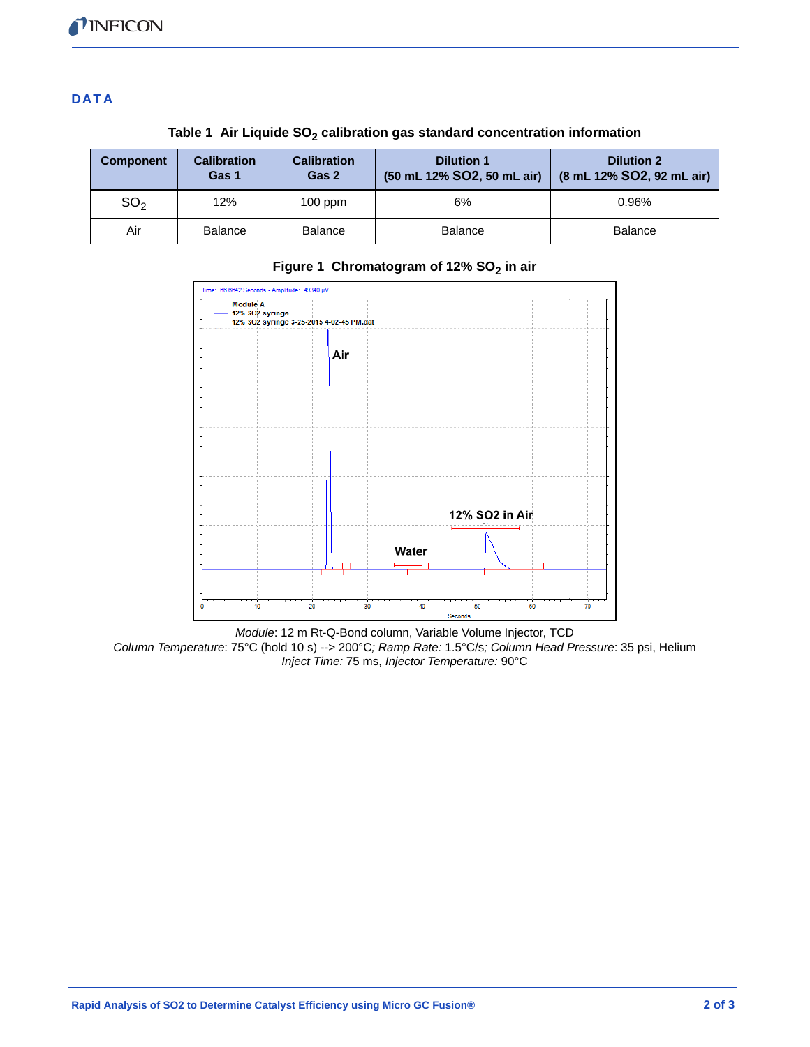## DATA

**Table 1 Air Liquide $SO_2$ calibration gas standard concentration information**

| Component | Calibration Gas 1 | Calibration Gas 2 | Dilution 1 (50 mL 12% SO2, 50 mL air) | Dilution 2 (8 mL 12% SO2, 92 mL air) |
|---|---|---|---|---|
| $SO_2$ | 12% | 100 ppm | 6% | 0.96% |
| Air | Balance | Balance | Balance | Balance |

**Figure 1 Chromatogram of 12% $SO_2$ in air**

*Module*: 12 m Rt-Q-Bond column, Variable Volume Injector, TCD
*Column Temperature*: 75°C (hold 10 s) --> 200°C*; Ramp Rate:* 1.5°C/s*; Column Head Pressure*: 35 psi, Helium
*Inject Time:* 75 ms, *Injector Temperature:* 90°C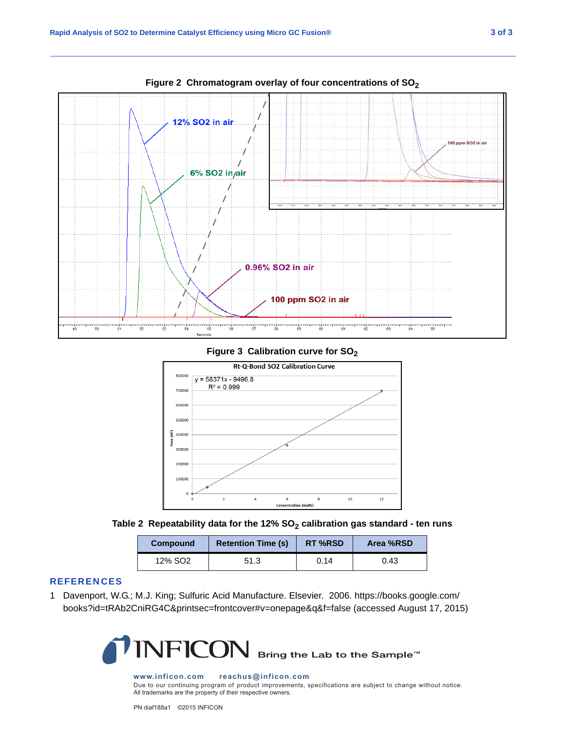**Figure 2 Chromatogram overlay of four concentrations of $SO_2$**

12% SO2 in air

6% SO2 in air

0.96% SO2 in air

100 ppm SO2 in air

100 ppm SO2 in air

49 50 51 52 53 54 55 56 57 58 59 60 61 62 63 64 65

Seconds

**Figure 3 Calibration curve for $SO_2$**

Rt-Q-Bond SO2 Calibration Curve

y = 58371x - 9496.8

R² = 0.999

Area (µV)

0 100000 200000 300000 400000 500000 600000 700000 800000

Concentration (mol%)

0 2 4 6 8 10 12

**Table 2 Repeatability data for the 12% $SO_2$ calibration gas standard - ten runs**

| Compound | Retention Time (s) | RT %RSD | Area %RSD |
|---|---|---|---|
| 12% SO2 | 51.3 | 0.14 | 0.43 |

## REFERENCES

1 Davenport, W.G.; M.J. King; Sulfuric Acid Manufacture. Elsevier. 2006. https://books.google.com/books?id=tRAb2CniRG4C&printsec=frontcover#v=onepage&q&f=false (accessed August 17, 2015)

INFICON Bring the Lab to the Sample™

www.inficon.com reachus@inficon.com

Due to our continuing program of product improvements, specifications are subject to change without notice.
All trademarks are the property of their respective owners.

PN diaf188a1 ©2015 INFICON